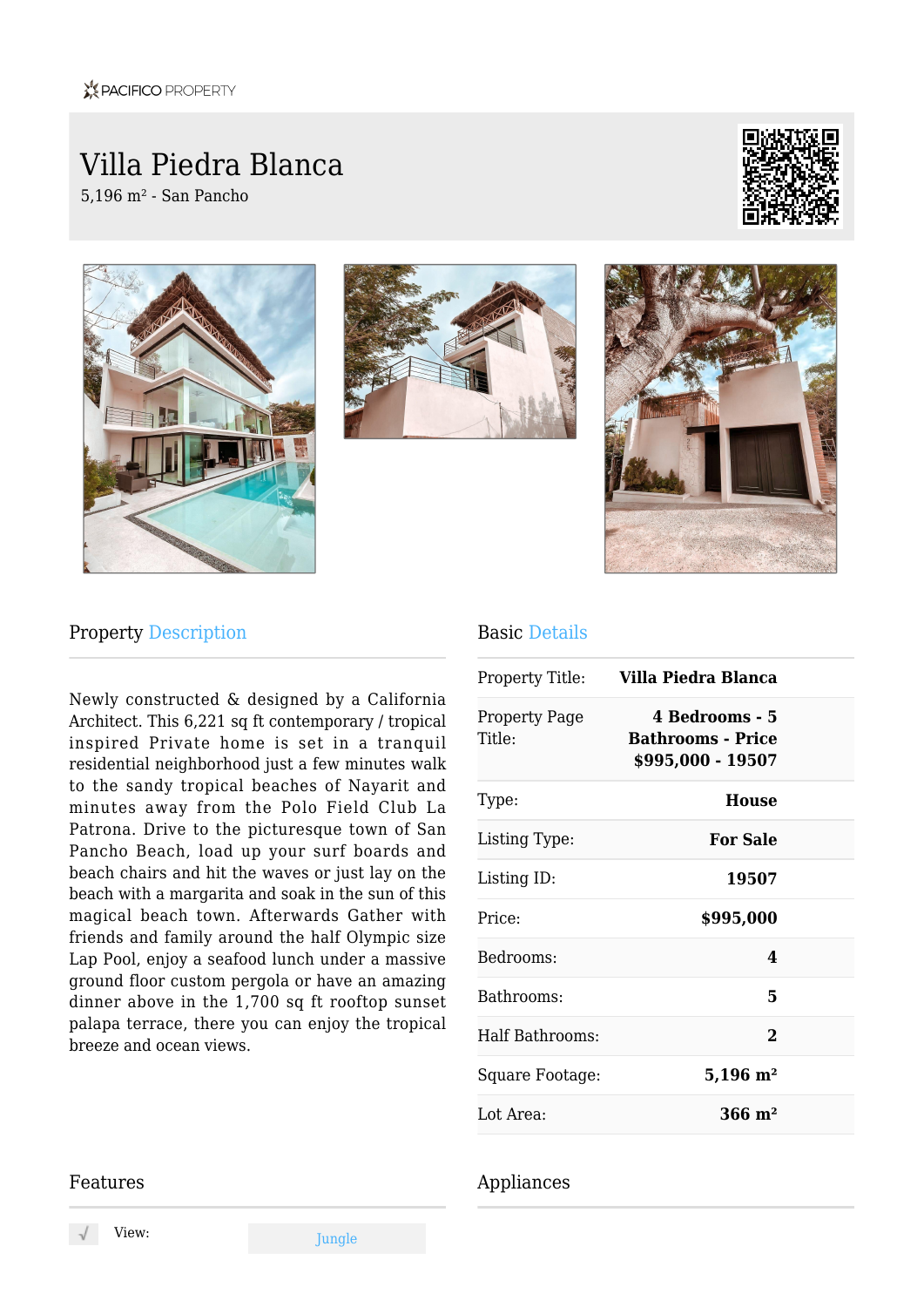PACIFICO PROPERTY

# Villa Piedra Blanca

5,196 m² - San Pancho

## Property Description

Newly constructed & designed by a California Architect. This 6,221 sq ft contemporary / tropical inspired Private home is set in a tranquil residential neighborhood just a few minutes walk to the sandy tropical beaches of Nayarit and minutes away from the Polo Field Club La Patrona. Drive to the picturesque town of San Pancho Beach, load up your surf boards and beach chairs and hit the waves or just lay on the beach with a margarita and soak in the sun of this magical beach town. Afterwards Gather with friends and family around the half Olympic size Lap Pool, enjoy a seafood lunch under a massive ground floor custom pergola or have an amazing dinner above in the 1,700 sq ft rooftop sunset palapa terrace, there you can enjoy the tropical breeze and ocean views.

## Basic Details

| | |
|---|---|
| Property Title: | **Villa Piedra Blanca** |
| Property Page Title: | **4 Bedrooms - 5 Bathrooms - Price $995,000 - 19507** |
| Type: | **House** |
| Listing Type: | **For Sale** |
| Listing ID: | **19507** |
| Price: | **$995,000** |
| Bedrooms: | **4** |
| Bathrooms: | **5** |
| Half Bathrooms: | **2** |
| Square Footage: | **5,196 m²** |
| Lot Area: | **366 m²** |

## Features

| | |
|---|---|
| View: | Jungle |

## Appliances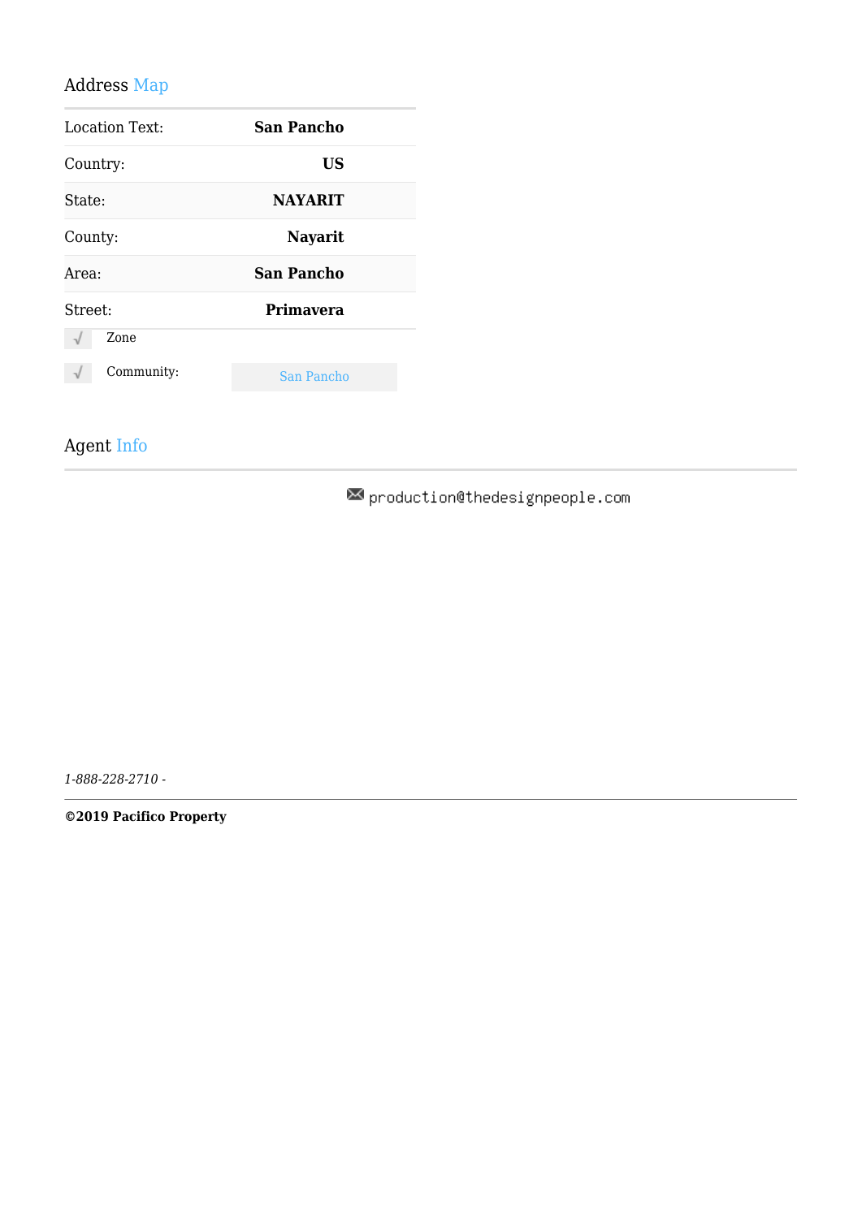## Address Map

| | |
|---|---|
| Location Text: | **San Pancho** |
| Country: | **US** |
| State: | **NAYARIT** |
| County: | **Nayarit** |
| Area: | **San Pancho** |
| Street: | **Primavera** |

√ Zone

√ Community: San Pancho

## Agent Info

production@thedesignpeople.com

*1-888-228-2710 -*

**©2019 Pacifico Property**